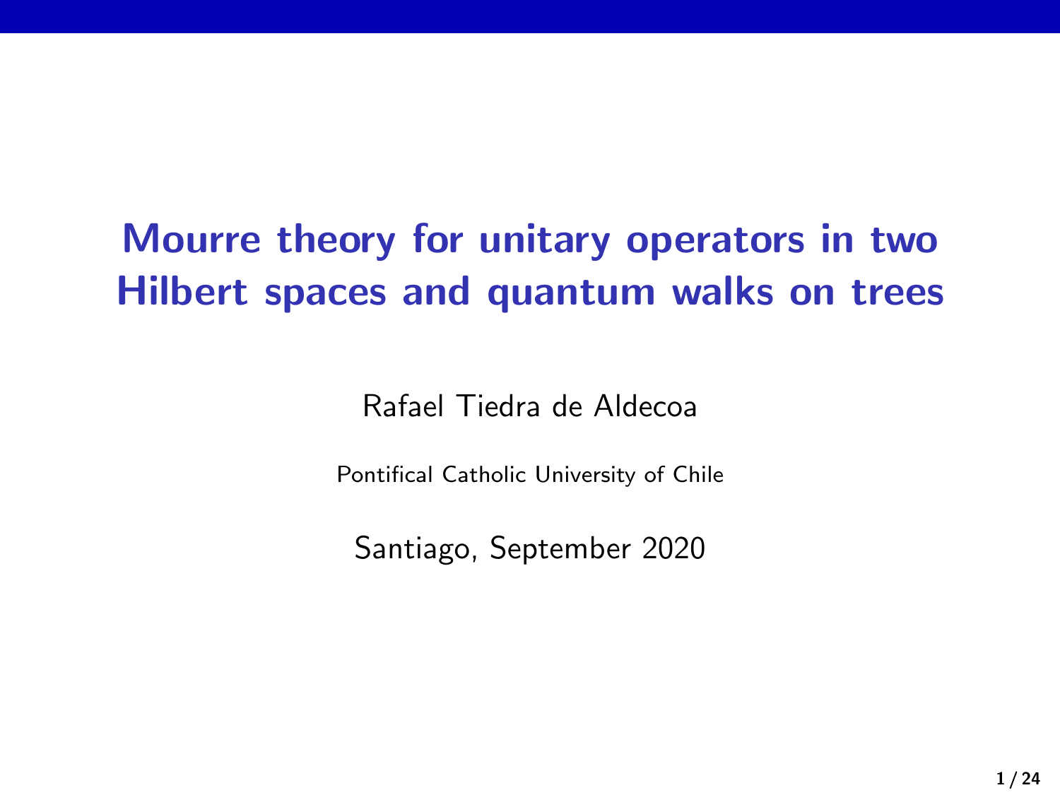# Mourre theory for unitary operators in two Hilbert spaces and quantum walks on trees

Rafael Tiedra de Aldecoa

Pontifical Catholic University of Chile

Santiago, September 2020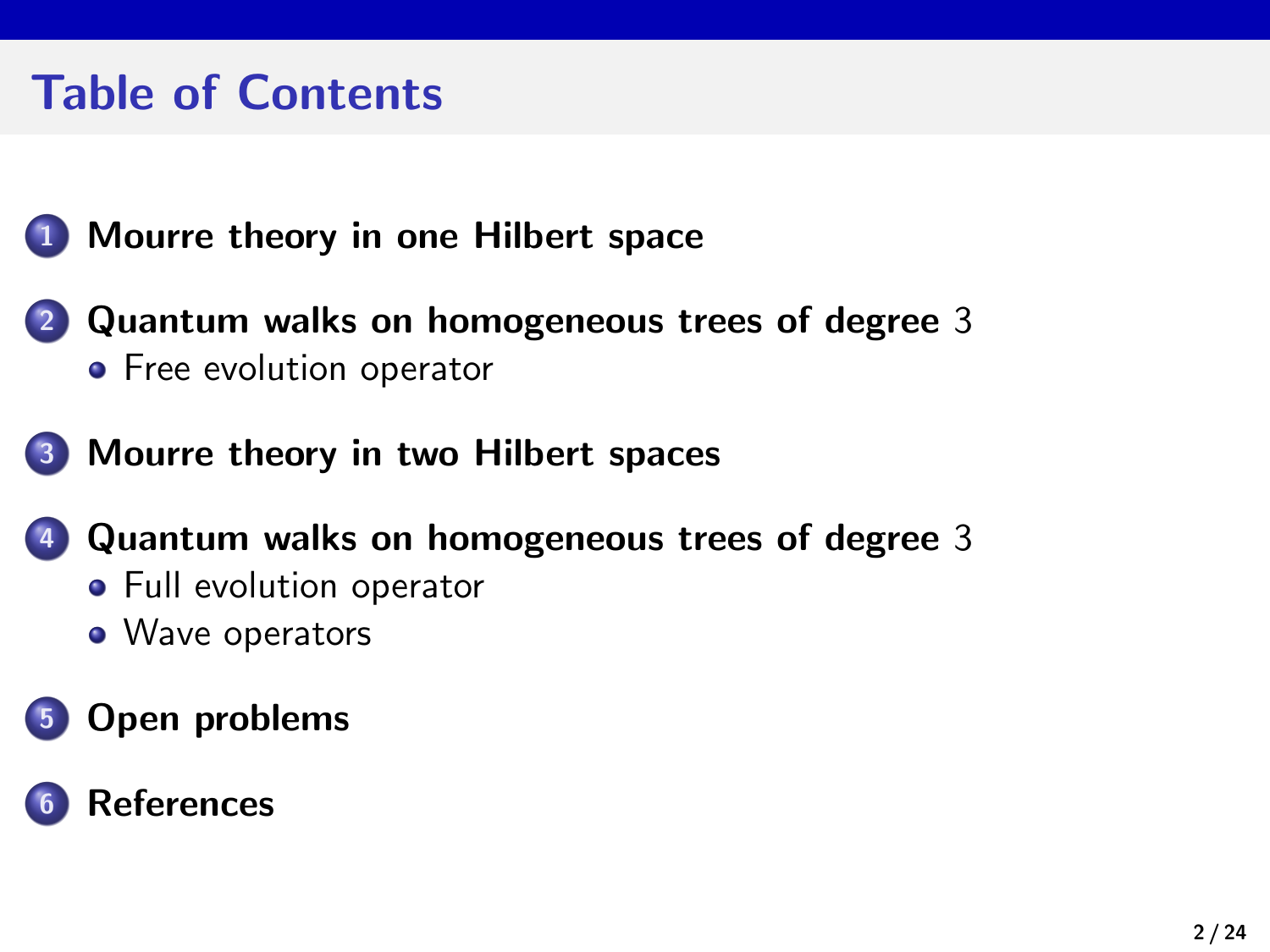# Table of Contents

1. **Mourre theory in one Hilbert space**
2. **Quantum walks on homogeneous trees of degree $3$**
   - Free evolution operator
3. **Mourre theory in two Hilbert spaces**
4. **Quantum walks on homogeneous trees of degree $3$**
   - Full evolution operator
   - Wave operators
5. **Open problems**
6. **References**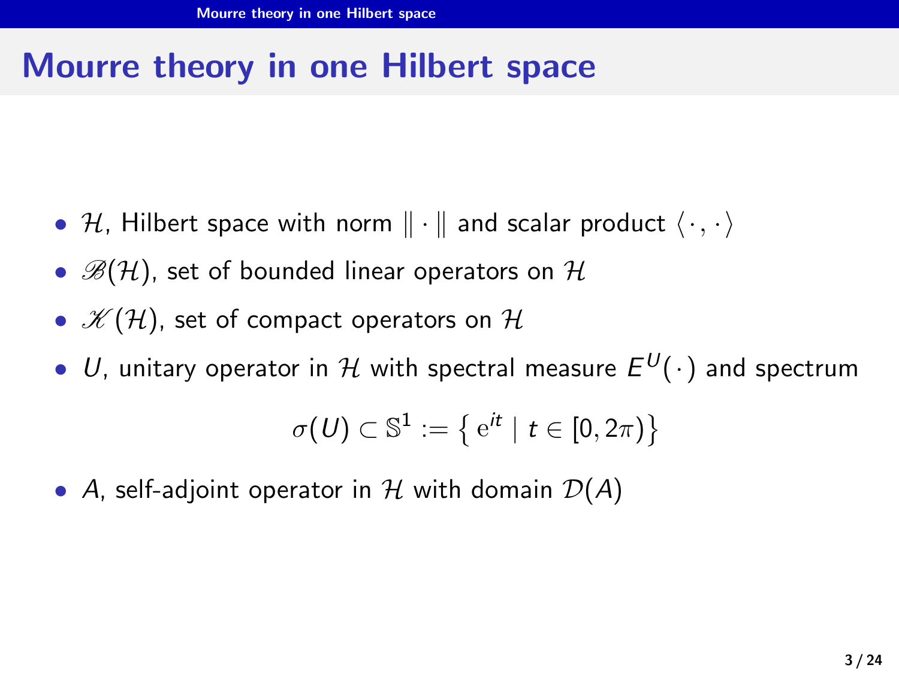# Mourre theory in one Hilbert space

- $\mathcal{H}$, Hilbert space with norm $\|\cdot\|$ and scalar product $\langle\cdot,\cdot\rangle$
- $\mathscr{B}(\mathcal{H})$, set of bounded linear operators on $\mathcal{H}$
- $\mathscr{K}(\mathcal{H})$, set of compact operators on $\mathcal{H}$
- $U$, unitary operator in $\mathcal{H}$ with spectral measure $E^U(\cdot)$ and spectrum

$$\sigma(U) \subset \mathbb{S}^1 := \left\{ \mathrm{e}^{it} \mid t \in [0, 2\pi) \right\}$$

- $A$, self-adjoint operator in $\mathcal{H}$ with domain $\mathcal{D}(A)$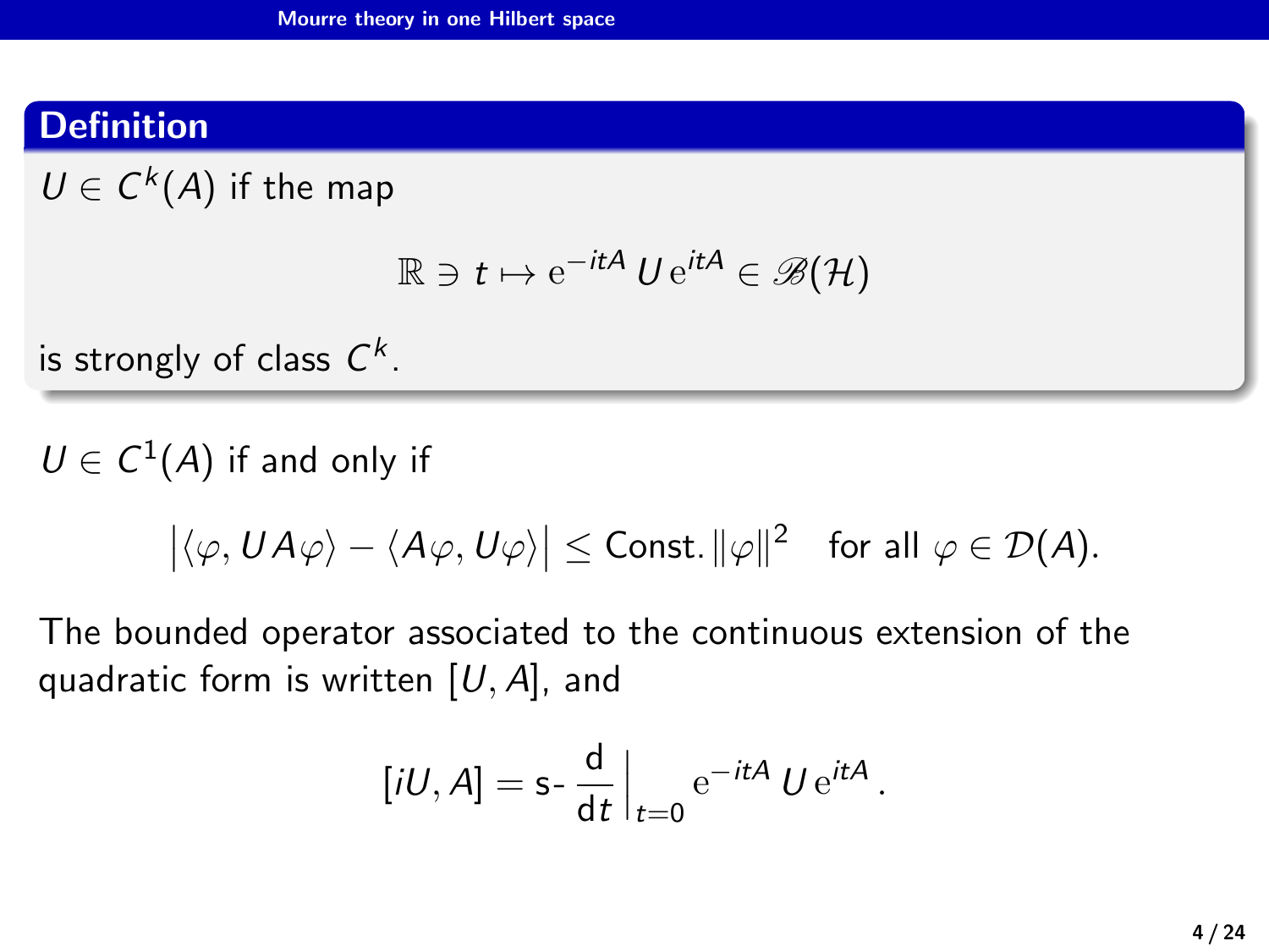### Definition

$U \in C^k(A)$ if the map

$$\mathbb{R} \ni t \mapsto \mathrm{e}^{-itA}\, U\, \mathrm{e}^{itA} \in \mathscr{B}(\mathcal{H})$$

is strongly of class $C^k$.

$U \in C^1(A)$ if and only if

$$\big|\langle \varphi, UA\varphi\rangle - \langle A\varphi, U\varphi\rangle\big| \leq \text{Const.}\, \|\varphi\|^2 \quad \text{for all } \varphi \in \mathcal{D}(A).$$

The bounded operator associated to the continuous extension of the quadratic form is written $[U, A]$, and

$$[iU, A] = \text{s-}\frac{\mathrm{d}}{\mathrm{d}t}\Big|_{t=0} \mathrm{e}^{-itA}\, U\, \mathrm{e}^{itA}\,.$$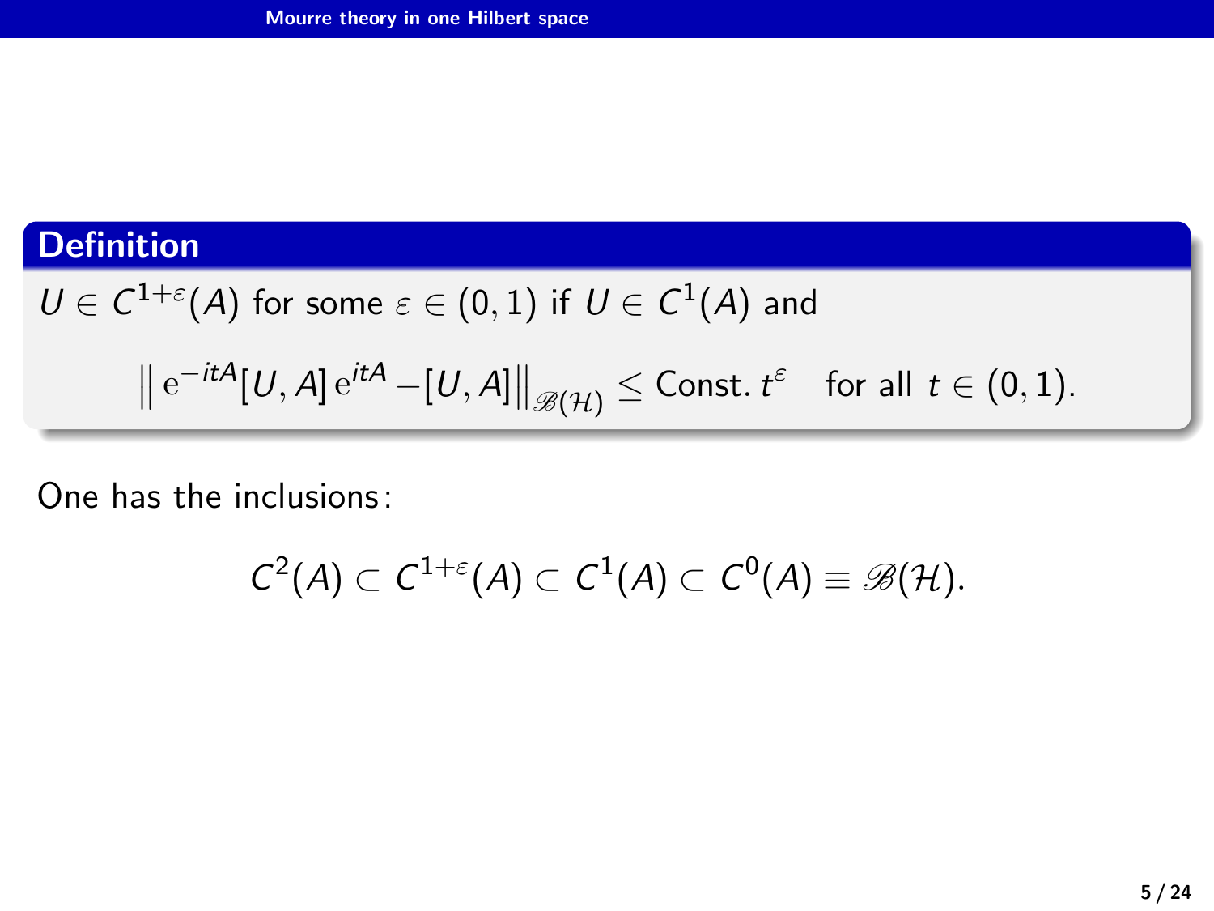**Definition**

$U \in C^{1+\varepsilon}(A)$ for some $\varepsilon \in (0,1)$ if $U \in C^1(A)$ and

$$\left\| \mathrm{e}^{-itA}[U,A]\,\mathrm{e}^{itA} - [U,A] \right\|_{\mathscr{B}(\mathcal{H})} \leq \text{Const.}\ t^{\varepsilon} \quad \text{for all } t \in (0,1).$$

One has the inclusions:

$$C^2(A) \subset C^{1+\varepsilon}(A) \subset C^1(A) \subset C^0(A) \equiv \mathscr{B}(\mathcal{H}).$$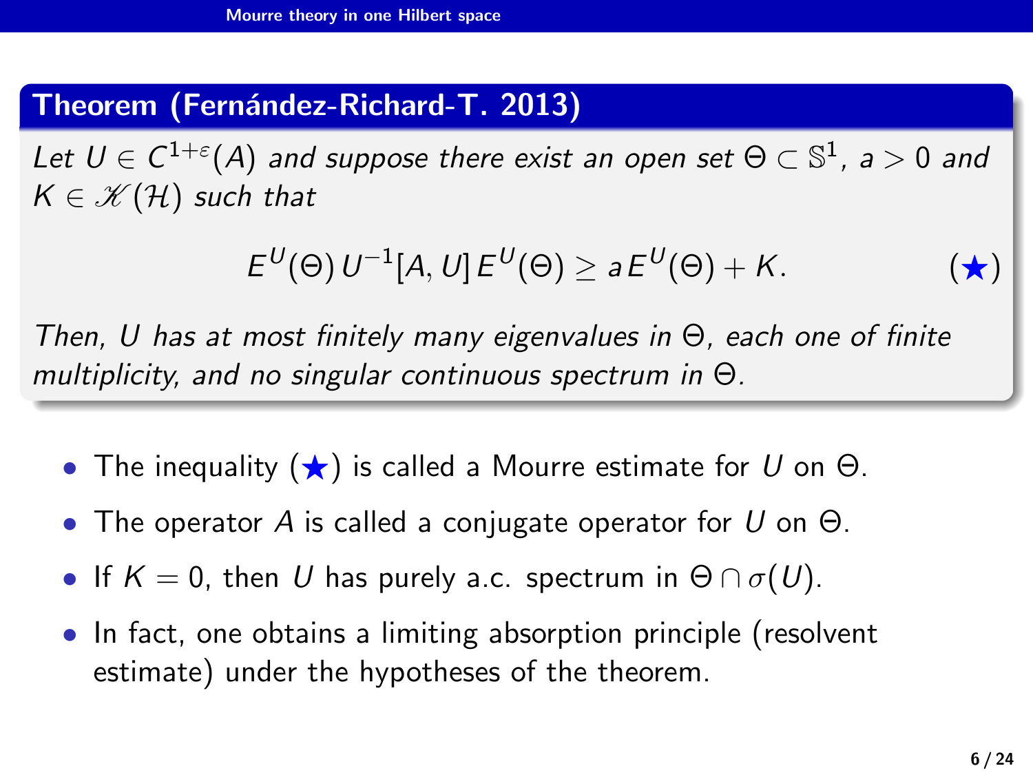**Theorem (Fernández-Richard-T. 2013)**

*Let $U \in C^{1+\varepsilon}(A)$ and suppose there exist an open set $\Theta \subset \mathbb{S}^1$, $a > 0$ and $K \in \mathscr{K}(\mathcal{H})$ such that*

$$E^U(\Theta)\, U^{-1}[A, U]\, E^U(\Theta) \geq a\, E^U(\Theta) + K. \qquad (\bigstar)$$

*Then, $U$ has at most finitely many eigenvalues in $\Theta$, each one of finite multiplicity, and no singular continuous spectrum in $\Theta$.*

- The inequality ($\bigstar$) is called a Mourre estimate for $U$ on $\Theta$.
- The operator $A$ is called a conjugate operator for $U$ on $\Theta$.
- If $K = 0$, then $U$ has purely a.c. spectrum in $\Theta \cap \sigma(U)$.
- In fact, one obtains a limiting absorption principle (resolvent estimate) under the hypotheses of the theorem.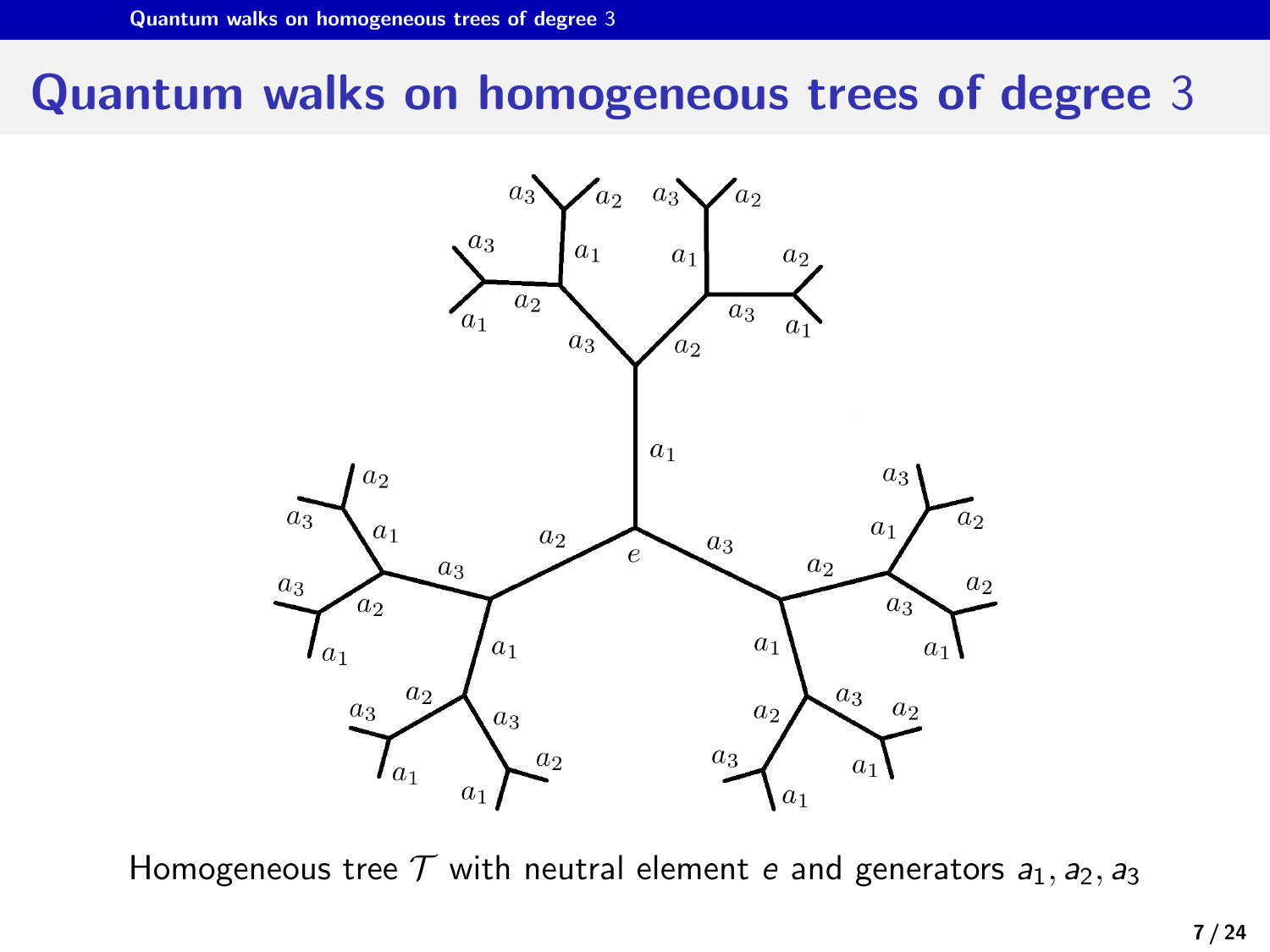# Quantum walks on homogeneous trees of degree 3

Homogeneous tree $\mathcal{T}$ with neutral element $e$ and generators $a_1, a_2, a_3$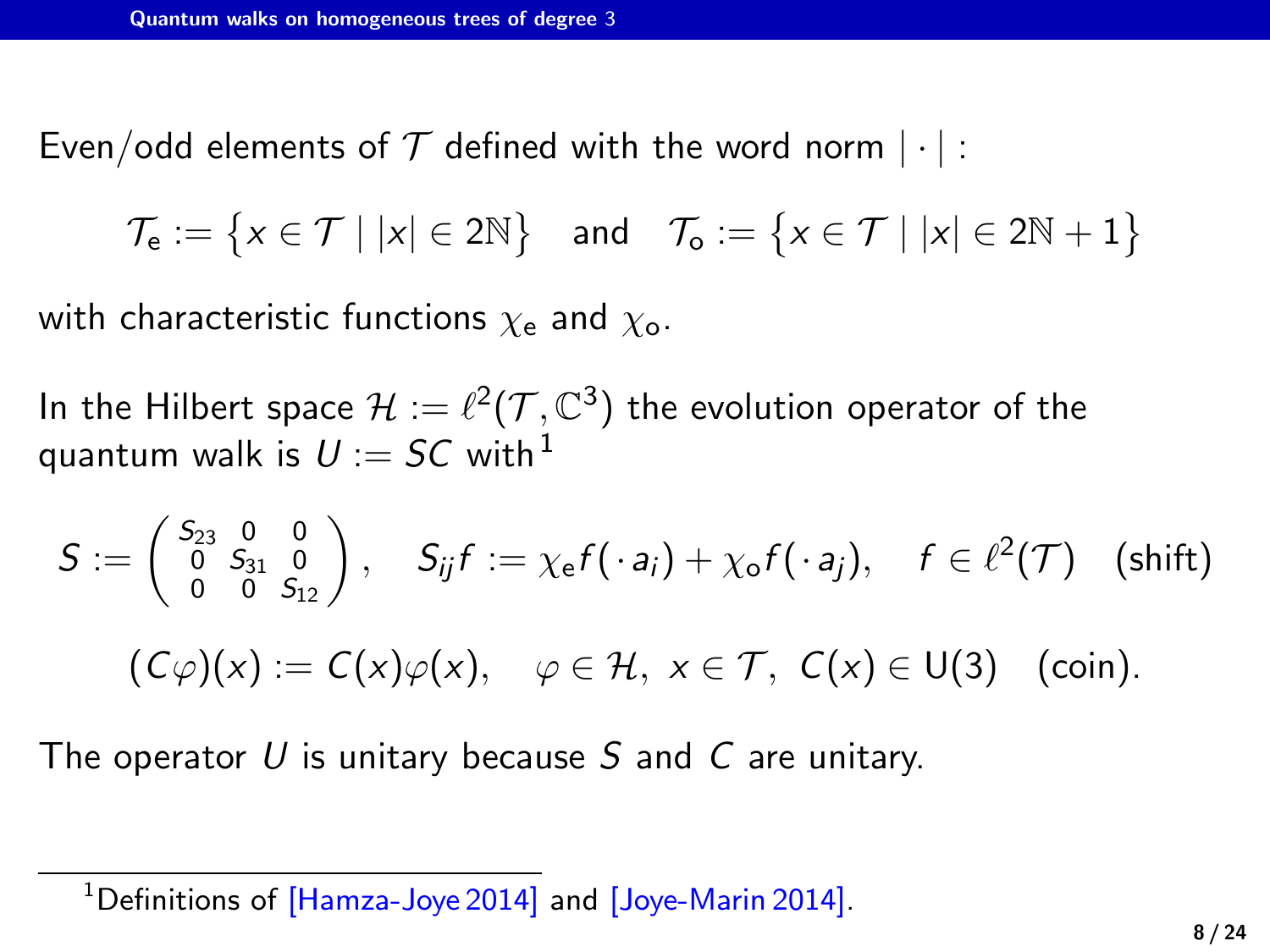Even/odd elements of $\mathcal{T}$ defined with the word norm $|\cdot|$ :

$$\mathcal{T}_{\mathsf{e}} := \left\{x \in \mathcal{T} \mid |x| \in 2\mathbb{N}\right\} \quad \text{and} \quad \mathcal{T}_{\mathsf{o}} := \left\{x \in \mathcal{T} \mid |x| \in 2\mathbb{N}+1\right\}$$

with characteristic functions $\chi_{\mathsf{e}}$ and $\chi_{\mathsf{o}}$.

In the Hilbert space $\mathcal{H} := \ell^2(\mathcal{T}, \mathbb{C}^3)$ the evolution operator of the quantum walk is $U := SC$ with[1]

$$S := \begin{pmatrix} S_{23} & 0 & 0 \\ 0 & S_{31} & 0 \\ 0 & 0 & S_{12} \end{pmatrix}, \quad S_{ij} f := \chi_{\mathsf{e}} f(\cdot\, a_i) + \chi_{\mathsf{o}} f(\cdot\, a_j), \quad f \in \ell^2(\mathcal{T}) \quad \text{(shift)}$$

$$(C\varphi)(x) := C(x)\varphi(x), \quad \varphi \in \mathcal{H},\ x \in \mathcal{T},\ C(x) \in \mathsf{U}(3) \quad \text{(coin)}.$$

The operator $U$ is unitary because $S$ and $C$ are unitary.

[1] Definitions of [Hamza-Joye 2014] and [Joye-Marin 2014].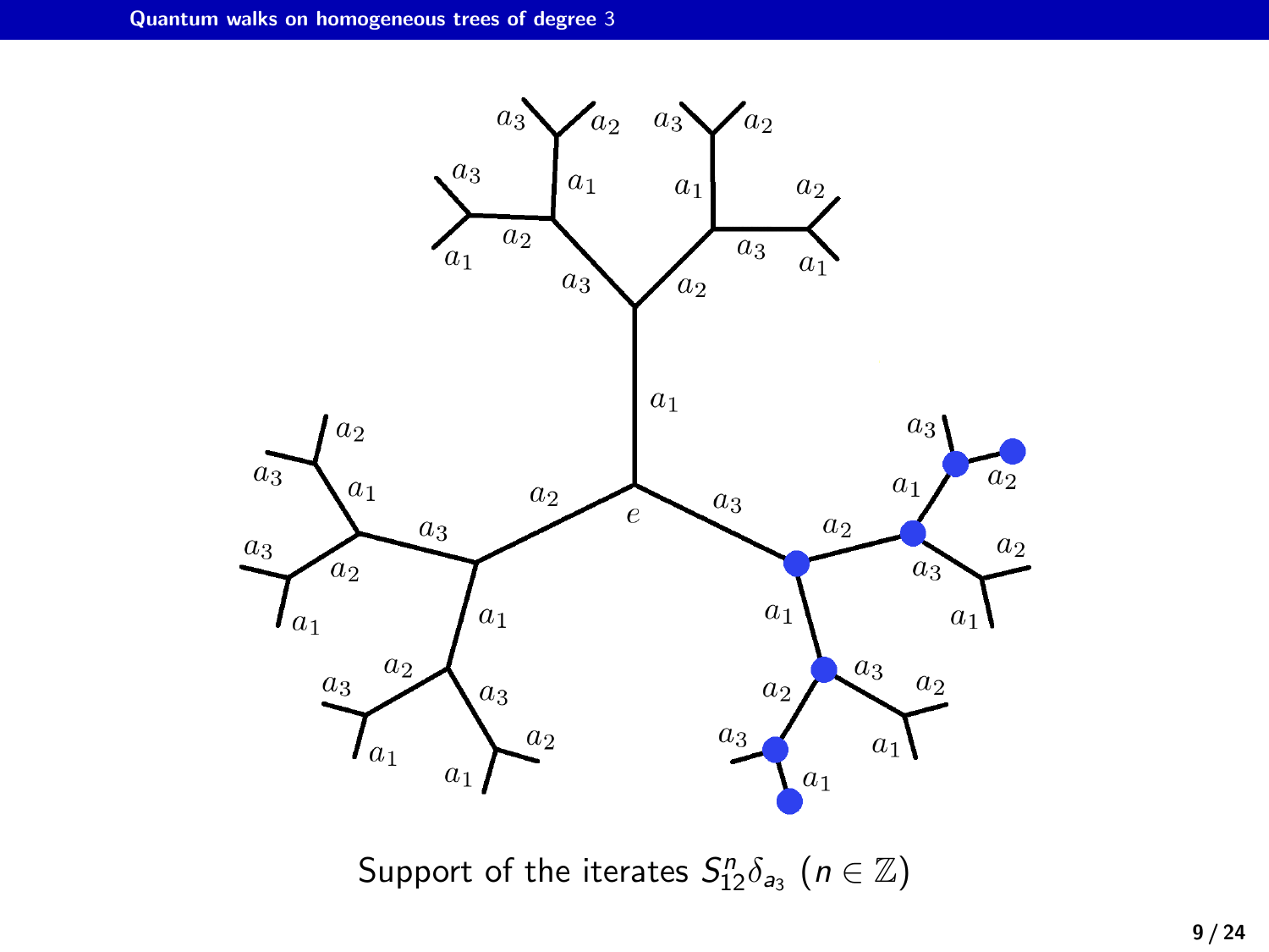Support of the iterates $S_{12}^n \delta_{a_3}$ $(n \in \mathbb{Z})$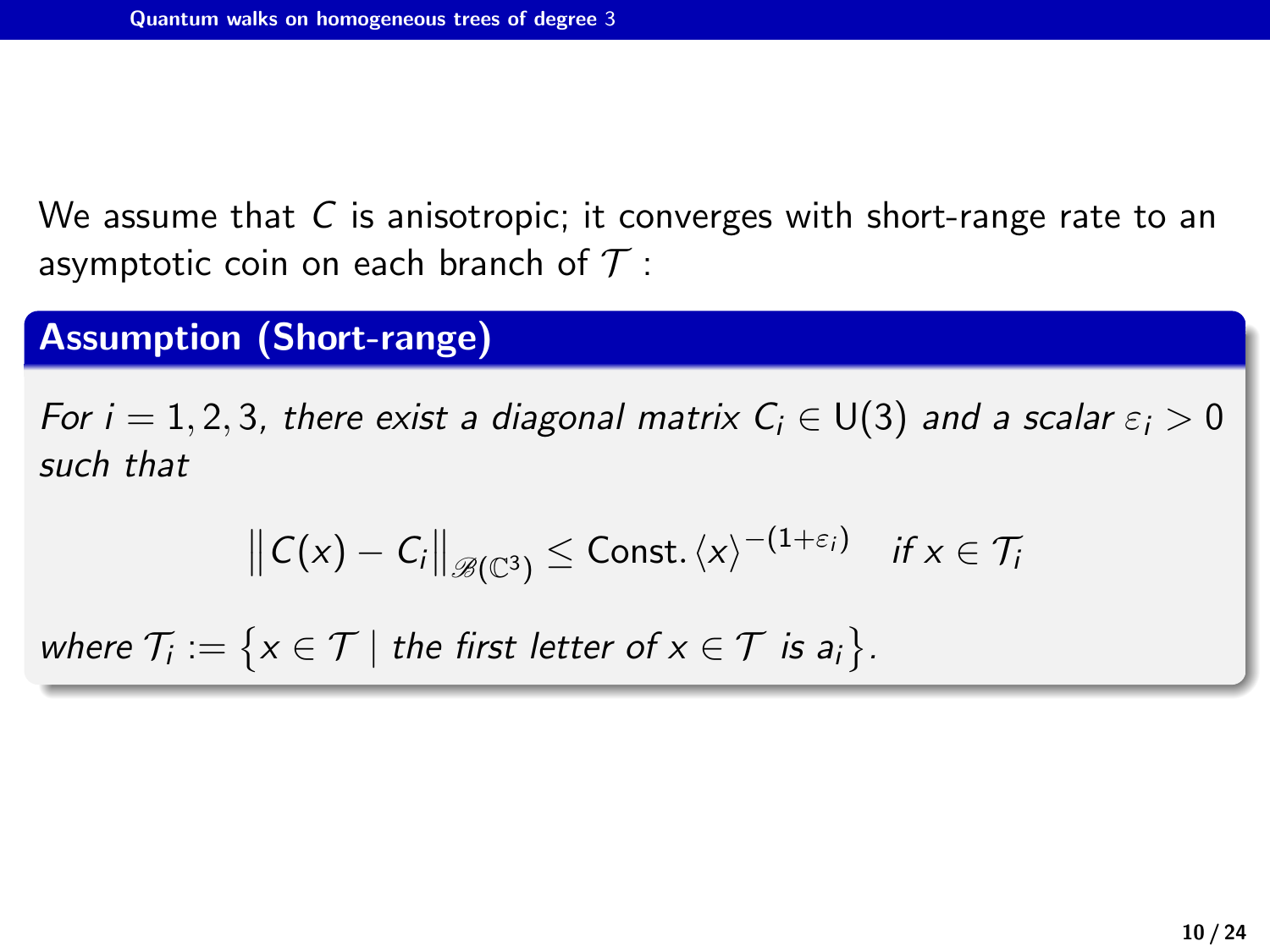We assume that $C$ is anisotropic; it converges with short-range rate to an asymptotic coin on each branch of $\mathcal{T}$ :

**Assumption (Short-range)**

*For $i = 1, 2, 3$, there exist a diagonal matrix $C_i \in \mathrm{U}(3)$ and a scalar $\varepsilon_i > 0$ such that*

$$\left\| C(x) - C_i \right\|_{\mathscr{B}(\mathbb{C}^3)} \leq \mathrm{Const.} \langle x \rangle^{-(1+\varepsilon_i)} \quad \text{if } x \in \mathcal{T}_i$$

*where $\mathcal{T}_i := \left\{ x \in \mathcal{T} \mid \text{the first letter of } x \in \mathcal{T} \text{ is } a_i \right\}$.*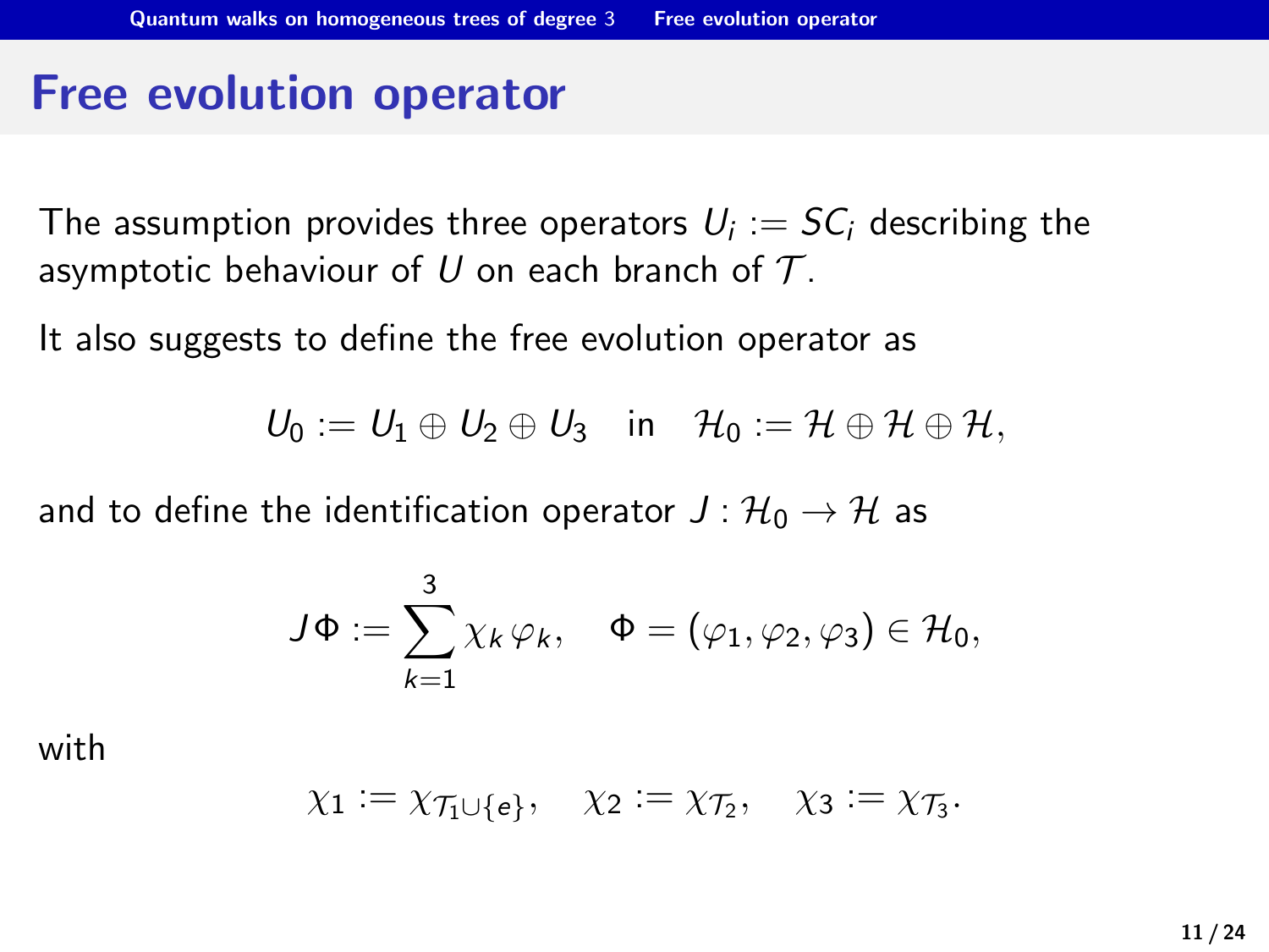# Free evolution operator

The assumption provides three operators $U_i := SC_i$ describing the asymptotic behaviour of $U$ on each branch of $\mathcal{T}$.

It also suggests to define the free evolution operator as

$$U_0 := U_1 \oplus U_2 \oplus U_3 \quad \text{in} \quad \mathcal{H}_0 := \mathcal{H} \oplus \mathcal{H} \oplus \mathcal{H},$$

and to define the identification operator $J : \mathcal{H}_0 \to \mathcal{H}$ as

$$J\Phi := \sum_{k=1}^{3} \chi_k \varphi_k, \quad \Phi = (\varphi_1, \varphi_2, \varphi_3) \in \mathcal{H}_0,$$

with

$$\chi_1 := \chi_{\mathcal{T}_1 \cup \{e\}}, \quad \chi_2 := \chi_{\mathcal{T}_2}, \quad \chi_3 := \chi_{\mathcal{T}_3}.$$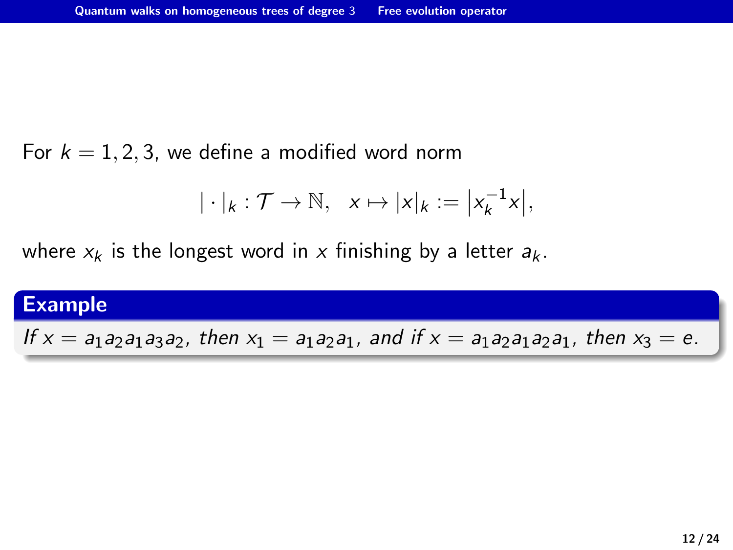For $k = 1, 2, 3$, we define a modified word norm

$$|\cdot|_k : \mathcal{T} \to \mathbb{N}, \quad x \mapsto |x|_k := \left|x_k^{-1} x\right|,$$

where $x_k$ is the longest word in $x$ finishing by a letter $a_k$.

**Example**

*If $x = a_1 a_2 a_1 a_3 a_2$, then $x_1 = a_1 a_2 a_1$, and if $x = a_1 a_2 a_1 a_2 a_1$, then $x_3 = e$.*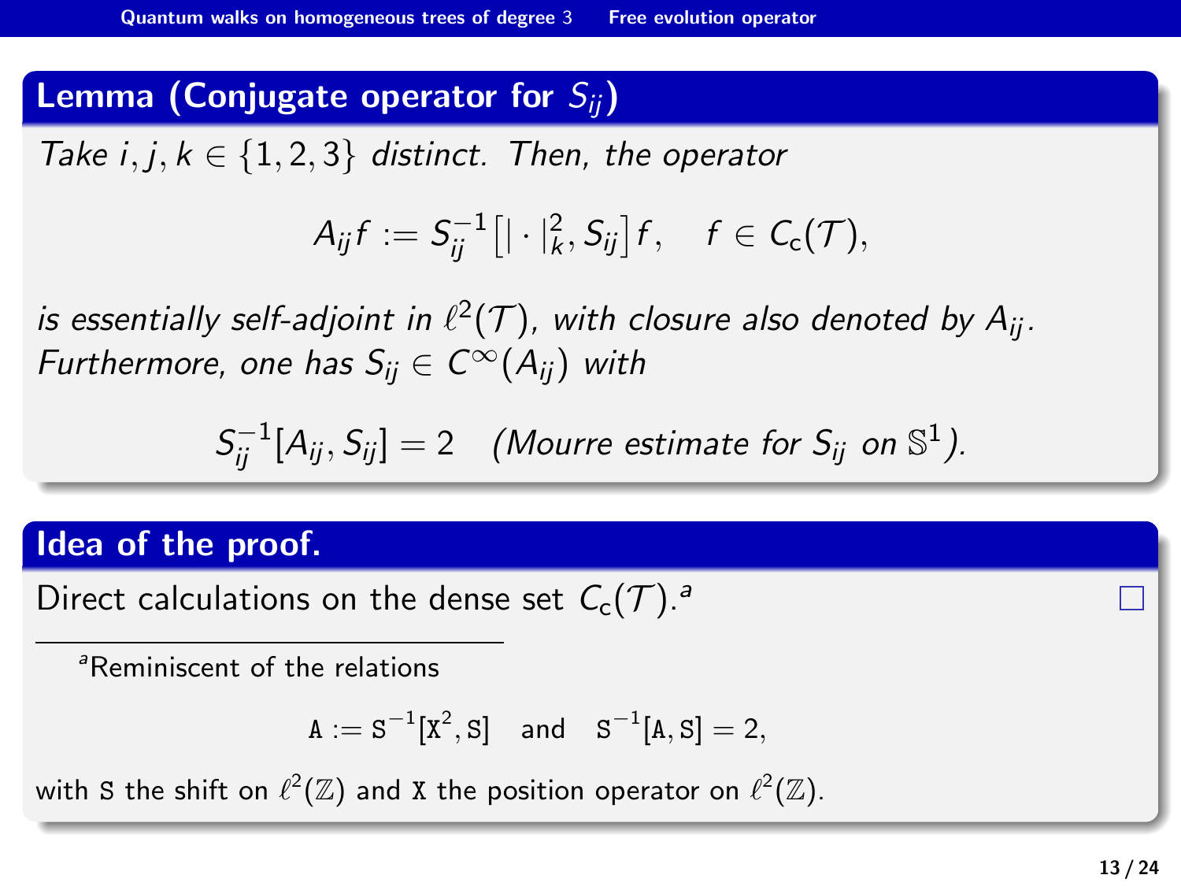## Lemma (Conjugate operator for $S_{ij}$)

*Take $i, j, k \in \{1, 2, 3\}$ distinct. Then, the operator*

$$A_{ij} f := S_{ij}^{-1}\big[|\cdot|_k^2, S_{ij}\big] f, \quad f \in C_c(\mathcal{T}),$$

*is essentially self-adjoint in $\ell^2(\mathcal{T})$, with closure also denoted by $A_{ij}$. Furthermore, one has $S_{ij} \in C^\infty(A_{ij})$ with*

$$S_{ij}^{-1}[A_{ij}, S_{ij}] = 2 \quad \textit{(Mourre estimate for } S_{ij} \textit{ on } \mathbb{S}^1\textit{)}.$$

## Idea of the proof.

Direct calculations on the dense set $C_c(\mathcal{T})$.[a] □

---

[a] Reminiscent of the relations

$$\mathtt{A} := \mathtt{S}^{-1}[\mathtt{X}^2, \mathtt{S}] \quad \text{and} \quad \mathtt{S}^{-1}[\mathtt{A}, \mathtt{S}] = 2,$$

with $\mathtt{S}$ the shift on $\ell^2(\mathbb{Z})$ and $\mathtt{X}$ the position operator on $\ell^2(\mathbb{Z})$.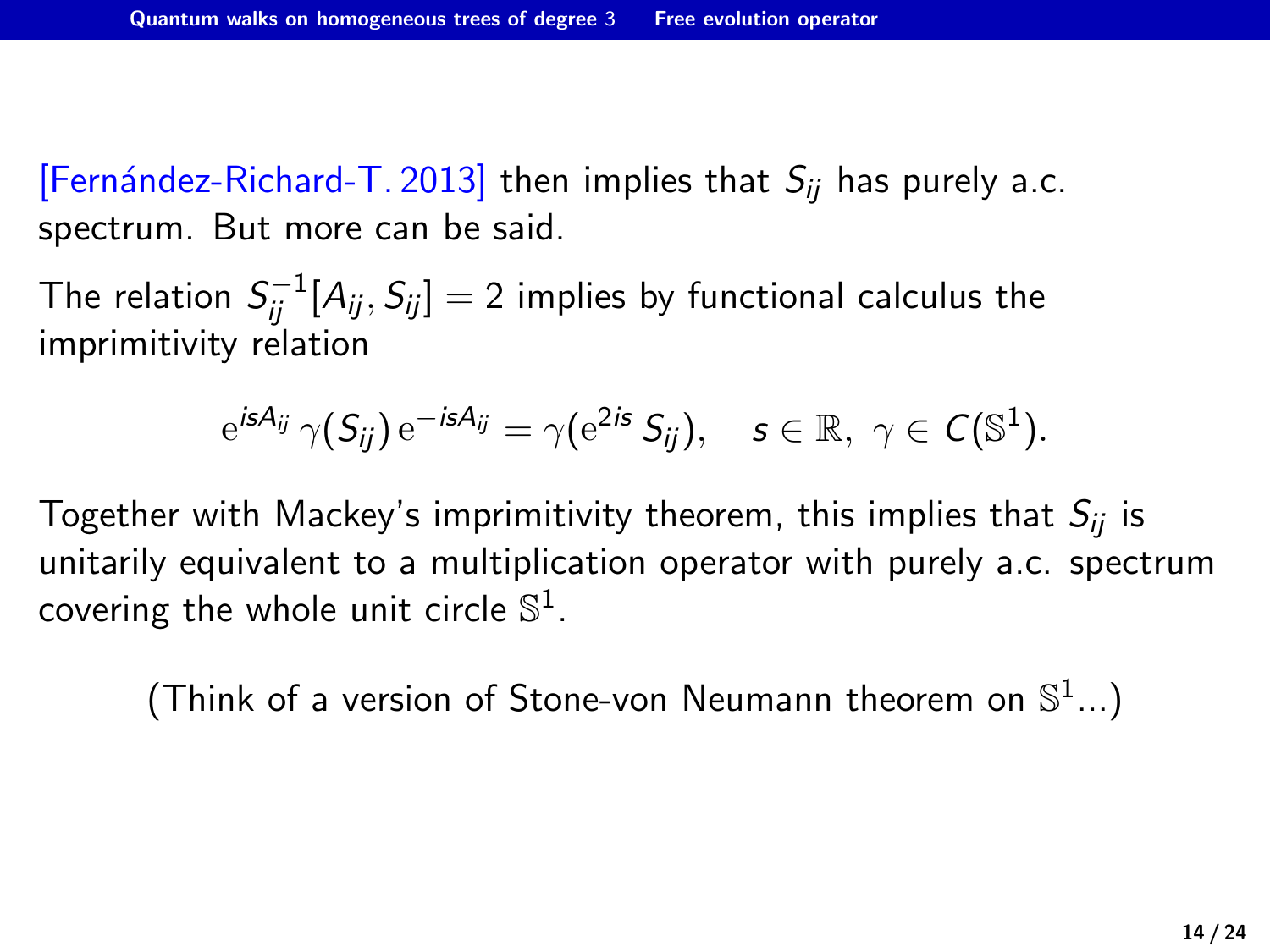[Fernández-Richard-T. 2013] then implies that $S_{ij}$ has purely a.c. spectrum. But more can be said.

The relation $S_{ij}^{-1}[A_{ij}, S_{ij}] = 2$ implies by functional calculus the imprimitivity relation

$$\mathrm{e}^{isA_{ij}}\,\gamma(S_{ij})\,\mathrm{e}^{-isA_{ij}} = \gamma(\mathrm{e}^{2is}\,S_{ij}), \quad s \in \mathbb{R},\ \gamma \in C(\mathbb{S}^1).$$

Together with Mackey's imprimitivity theorem, this implies that $S_{ij}$ is unitarily equivalent to a multiplication operator with purely a.c. spectrum covering the whole unit circle $\mathbb{S}^1$.

(Think of a version of Stone-von Neumann theorem on $\mathbb{S}^1$...)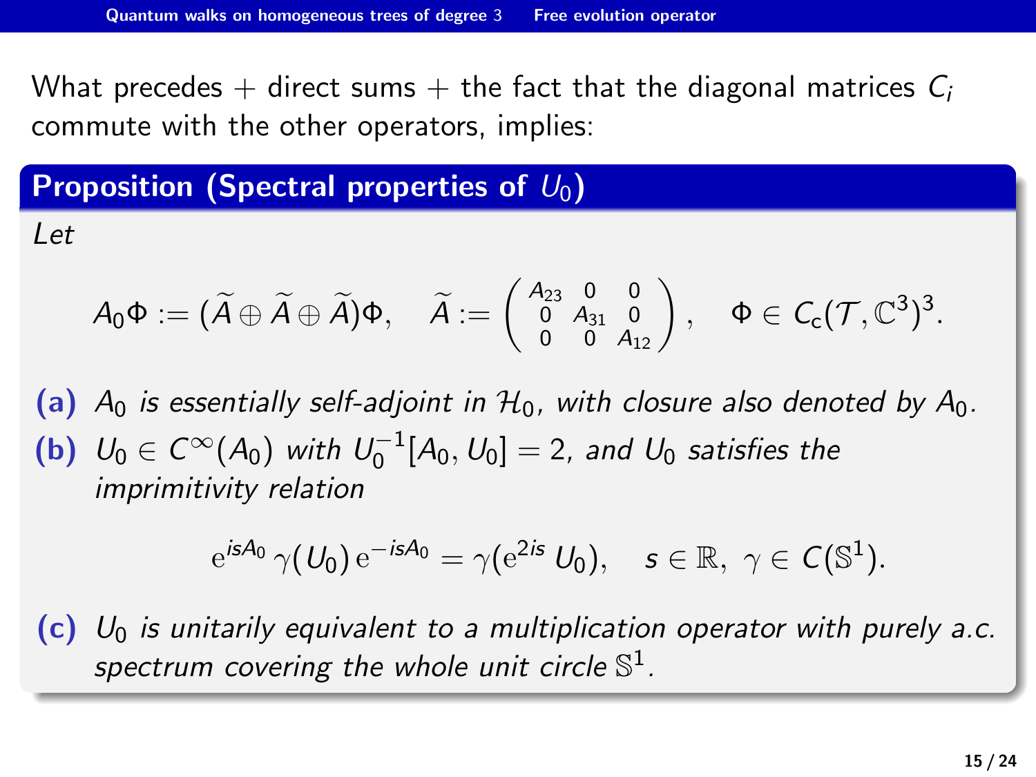What precedes + direct sums + the fact that the diagonal matrices $C_i$ commute with the other operators, implies:

### Proposition (Spectral properties of $U_0$)

*Let*

$$A_0\Phi := (\widetilde{A} \oplus \widetilde{A} \oplus \widetilde{A})\Phi, \quad \widetilde{A} := \begin{pmatrix} A_{23} & 0 & 0 \\ 0 & A_{31} & 0 \\ 0 & 0 & A_{12} \end{pmatrix}, \quad \Phi \in C_c(\mathcal{T}, \mathbb{C}^3)^3.$$

**(a)** *$A_0$ is essentially self-adjoint in $\mathcal{H}_0$, with closure also denoted by $A_0$.*

**(b)** *$U_0 \in C^\infty(A_0)$ with $U_0^{-1}[A_0, U_0] = 2$, and $U_0$ satisfies the imprimitivity relation*

$$\mathrm{e}^{isA_0}\, \gamma(U_0)\, \mathrm{e}^{-isA_0} = \gamma(\mathrm{e}^{2is}\, U_0), \quad s \in \mathbb{R},\ \gamma \in C(\mathbb{S}^1).$$

**(c)** *$U_0$ is unitarily equivalent to a multiplication operator with purely a.c. spectrum covering the whole unit circle $\mathbb{S}^1$.*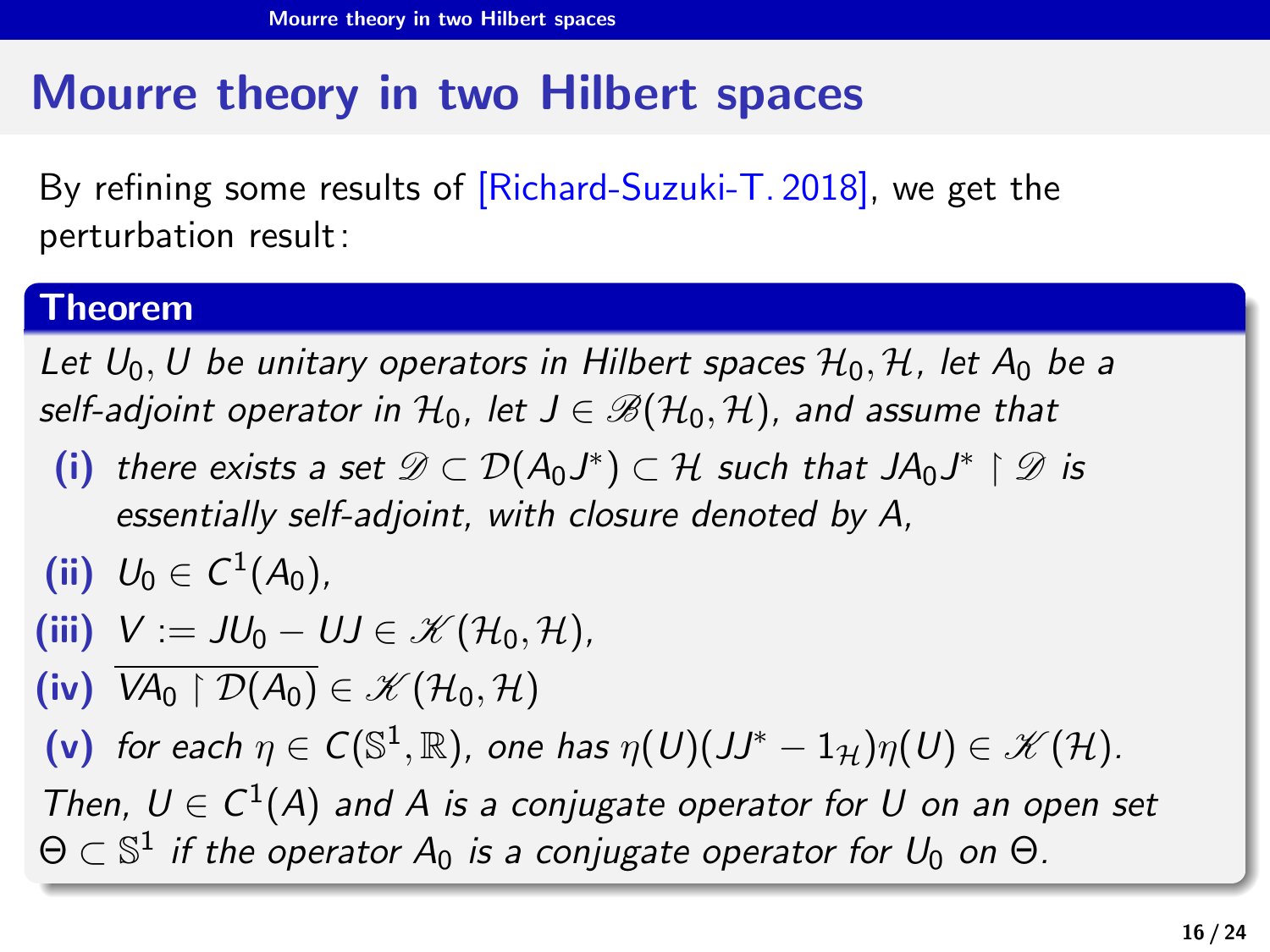# Mourre theory in two Hilbert spaces

By refining some results of [Richard-Suzuki-T. 2018], we get the perturbation result:

**Theorem**

*Let $U_0, U$ be unitary operators in Hilbert spaces $\mathcal{H}_0, \mathcal{H}$, let $A_0$ be a self-adjoint operator in $\mathcal{H}_0$, let $J \in \mathscr{B}(\mathcal{H}_0, \mathcal{H})$, and assume that*

- **(i)** *there exists a set $\mathscr{D} \subset \mathcal{D}(A_0 J^*) \subset \mathcal{H}$ such that $J A_0 J^* \restriction \mathscr{D}$ is essentially self-adjoint, with closure denoted by $A$,*
- **(ii)** $U_0 \in C^1(A_0)$,
- **(iii)** $V := J U_0 - U J \in \mathscr{K}(\mathcal{H}_0, \mathcal{H})$,
- **(iv)** $\overline{V A_0 \restriction \mathcal{D}(A_0)} \in \mathscr{K}(\mathcal{H}_0, \mathcal{H})$
- **(v)** *for each $\eta \in C(\mathbb{S}^1, \mathbb{R})$, one has $\eta(U)(JJ^* - 1_{\mathcal{H}})\eta(U) \in \mathscr{K}(\mathcal{H})$.*

*Then, $U \in C^1(A)$ and $A$ is a conjugate operator for $U$ on an open set $\Theta \subset \mathbb{S}^1$ if the operator $A_0$ is a conjugate operator for $U_0$ on $\Theta$.*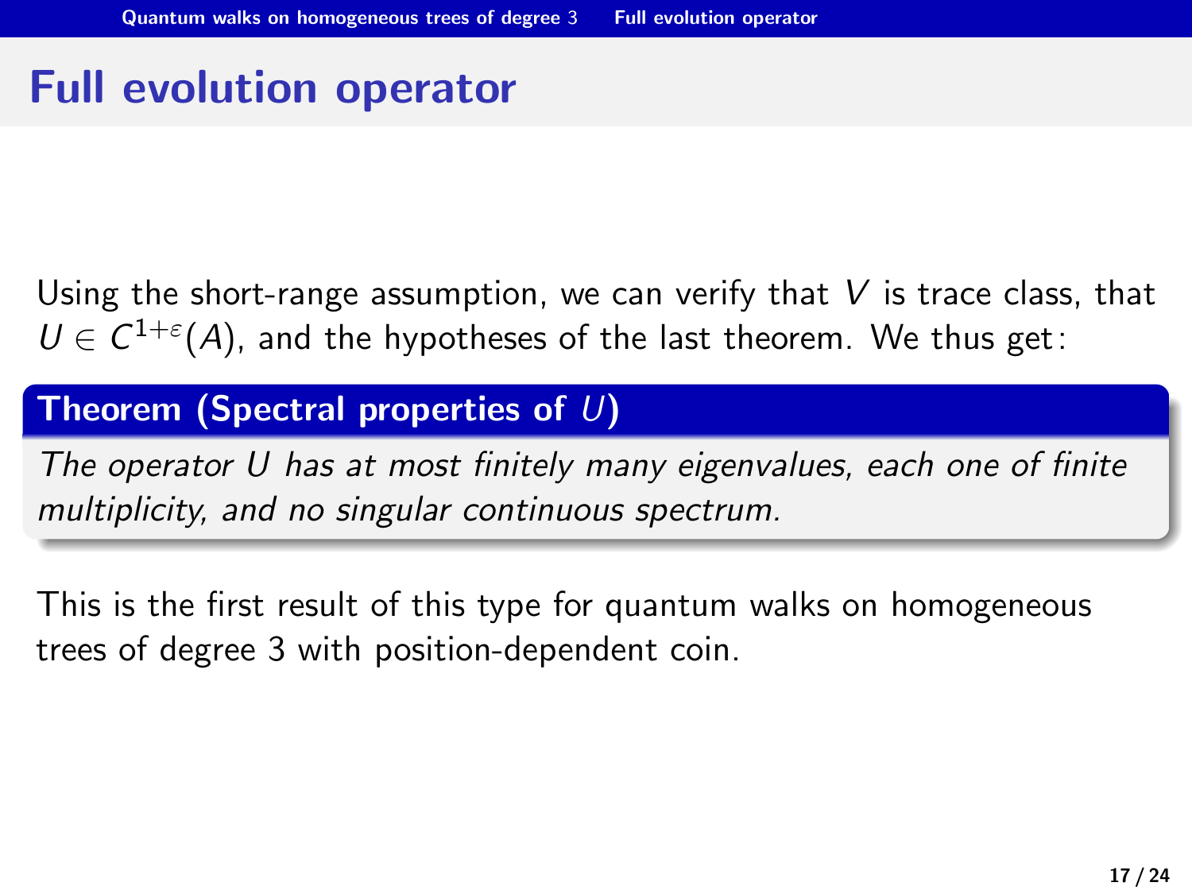# Full evolution operator

Using the short-range assumption, we can verify that $V$ is trace class, that $U \in C^{1+\varepsilon}(A)$, and the hypotheses of the last theorem. We thus get:

**Theorem (Spectral properties of $U$)**

*The operator $U$ has at most finitely many eigenvalues, each one of finite multiplicity, and no singular continuous spectrum.*

This is the first result of this type for quantum walks on homogeneous trees of degree 3 with position-dependent coin.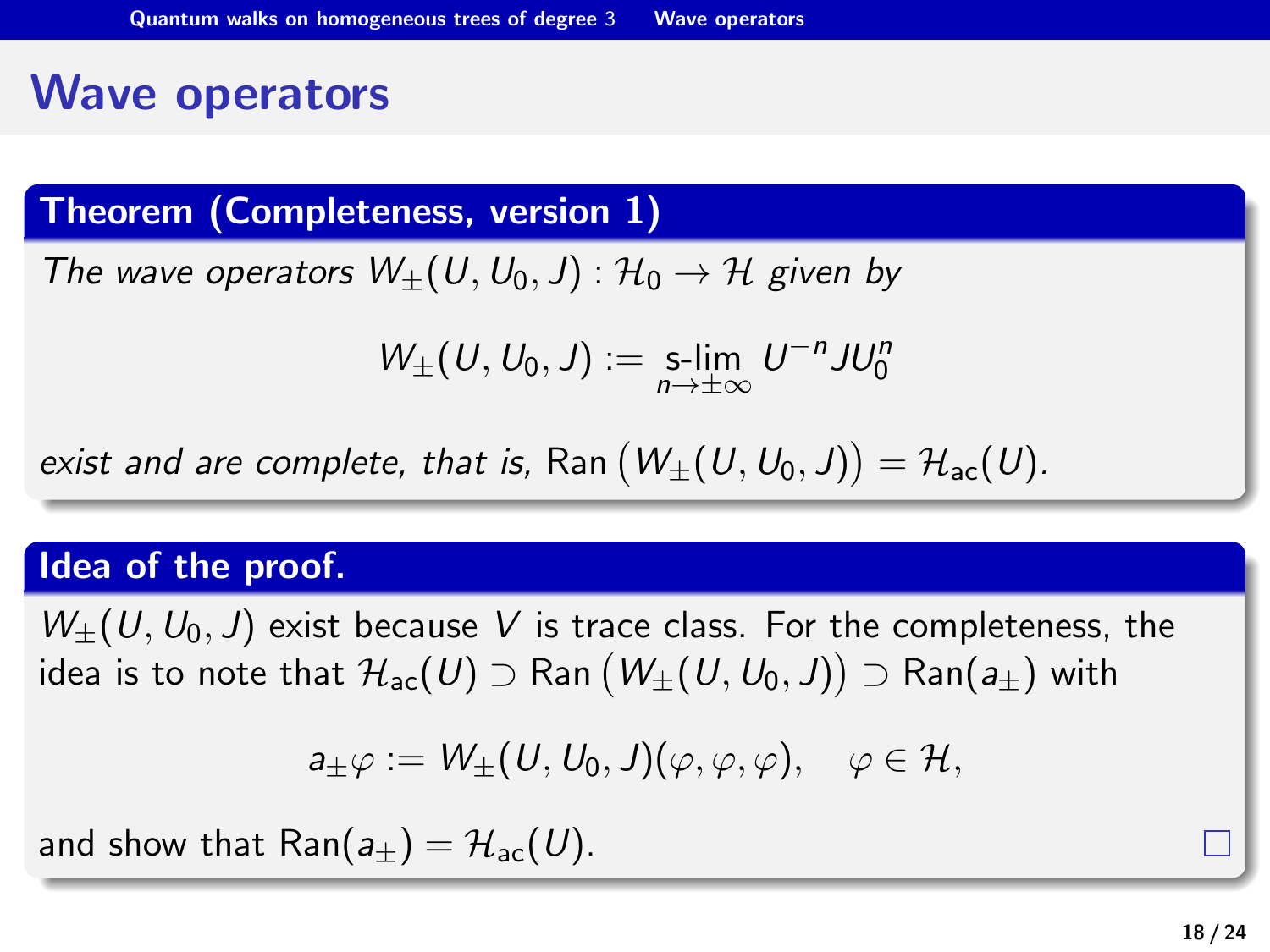# Wave operators

**Theorem (Completeness, version 1)**

*The wave operators $W_\pm(U, U_0, J) : \mathcal{H}_0 \to \mathcal{H}$ given by*

$$W_\pm(U, U_0, J) := \operatorname*{s\text{-}lim}_{n \to \pm\infty} U^{-n} J U_0^n$$

*exist and are complete, that is,* $\operatorname{Ran}\big(W_\pm(U, U_0, J)\big) = \mathcal{H}_{\mathrm{ac}}(U)$.

**Idea of the proof.**

$W_\pm(U, U_0, J)$ exist because $V$ is trace class. For the completeness, the idea is to note that $\mathcal{H}_{\mathrm{ac}}(U) \supset \operatorname{Ran}\big(W_\pm(U, U_0, J)\big) \supset \operatorname{Ran}(a_\pm)$ with

$$a_\pm \varphi := W_\pm(U, U_0, J)(\varphi, \varphi, \varphi), \quad \varphi \in \mathcal{H},$$

and show that $\operatorname{Ran}(a_\pm) = \mathcal{H}_{\mathrm{ac}}(U)$. □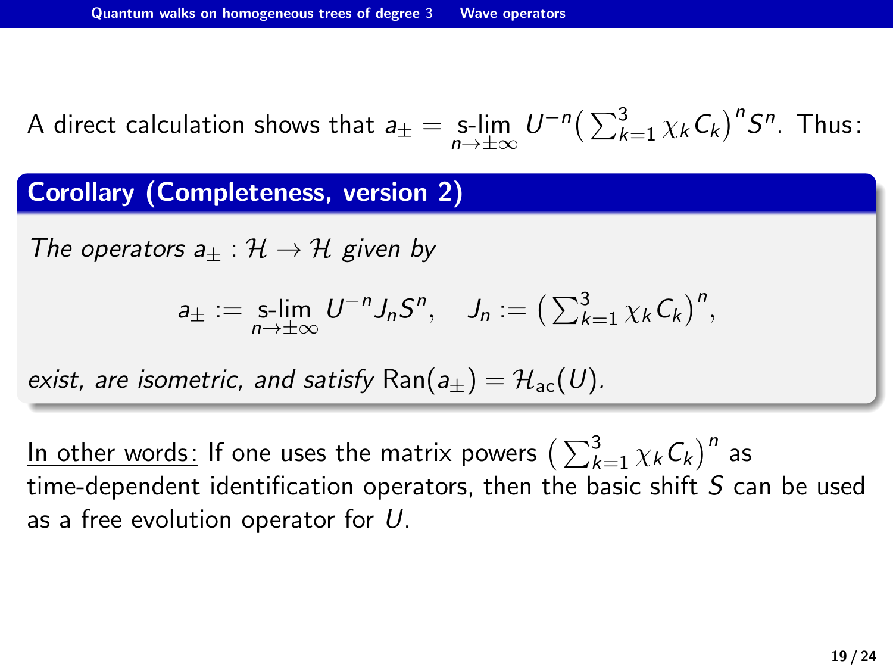A direct calculation shows that $a_\pm = \underset{n\to\pm\infty}{\text{s-lim}}\, U^{-n}\big(\sum_{k=1}^3 \chi_k C_k\big)^n S^n$. Thus:

**Corollary (Completeness, version 2)**

*The operators* $a_\pm : \mathcal{H} \to \mathcal{H}$ *given by*

$$a_\pm := \underset{n\to\pm\infty}{\text{s-lim}}\, U^{-n} J_n S^n, \quad J_n := \big(\textstyle\sum_{k=1}^3 \chi_k C_k\big)^n,$$

*exist, are isometric, and satisfy* $\text{Ran}(a_\pm) = \mathcal{H}_{\text{ac}}(U)$*.*

In other words: If one uses the matrix powers $\big(\sum_{k=1}^3 \chi_k C_k\big)^n$ as time-dependent identification operators, then the basic shift $S$ can be used as a free evolution operator for $U$.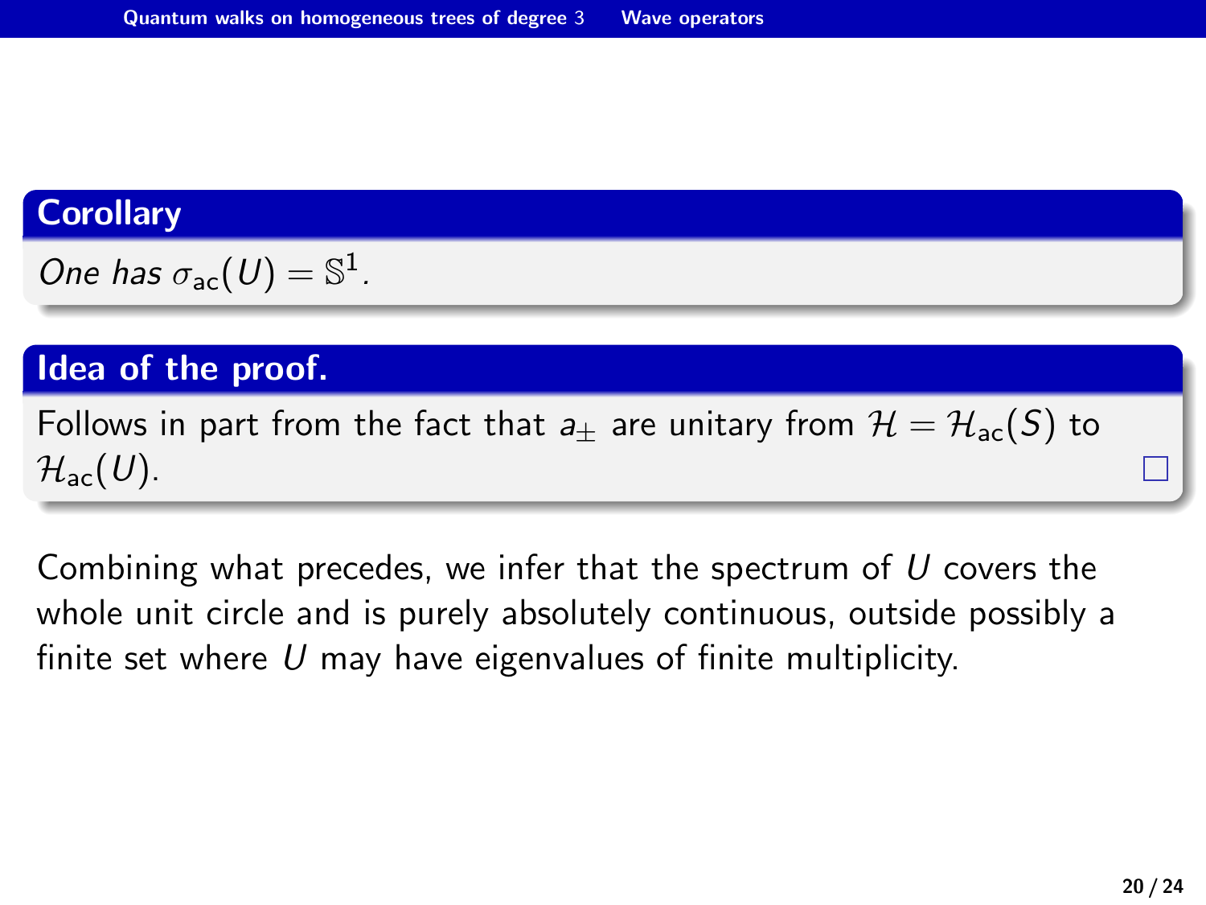**Corollary**

*One has $\sigma_{\mathrm{ac}}(U) = \mathbb{S}^1$.*

**Idea of the proof.**

Follows in part from the fact that $a_\pm$ are unitary from $\mathcal{H} = \mathcal{H}_{\mathrm{ac}}(S)$ to $\mathcal{H}_{\mathrm{ac}}(U)$. □

Combining what precedes, we infer that the spectrum of $U$ covers the whole unit circle and is purely absolutely continuous, outside possibly a finite set where $U$ may have eigenvalues of finite multiplicity.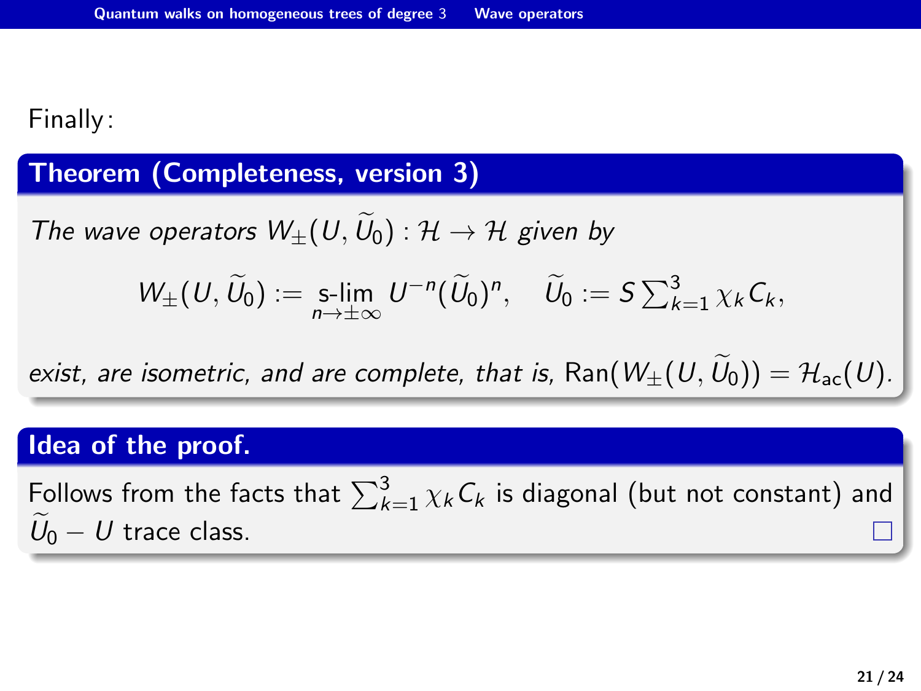Finally:

**Theorem (Completeness, version 3)**

*The wave operators $W_\pm(U, \widetilde{U}_0) : \mathcal{H} \to \mathcal{H}$ given by*

$$W_\pm(U, \widetilde{U}_0) := \operatorname*{s-lim}_{n\to\pm\infty} U^{-n}(\widetilde{U}_0)^n, \quad \widetilde{U}_0 := S \textstyle\sum_{k=1}^{3} \chi_k C_k,$$

*exist, are isometric, and are complete, that is,* $\mathrm{Ran}(W_\pm(U, \widetilde{U}_0)) = \mathcal{H}_{\mathrm{ac}}(U)$.

**Idea of the proof.**

Follows from the facts that $\sum_{k=1}^{3} \chi_k C_k$ is diagonal (but not constant) and $\widetilde{U}_0 - U$ trace class. □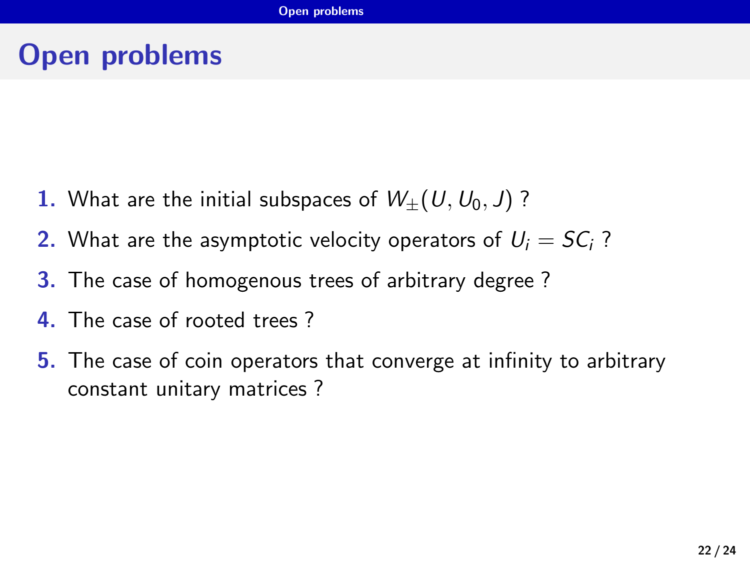# Open problems

1. What are the initial subspaces of $W_{\pm}(U, U_0, J)$ ?
2. What are the asymptotic velocity operators of $U_i = SC_i$ ?
3. The case of homogenous trees of arbitrary degree ?
4. The case of rooted trees ?
5. The case of coin operators that converge at infinity to arbitrary constant unitary matrices ?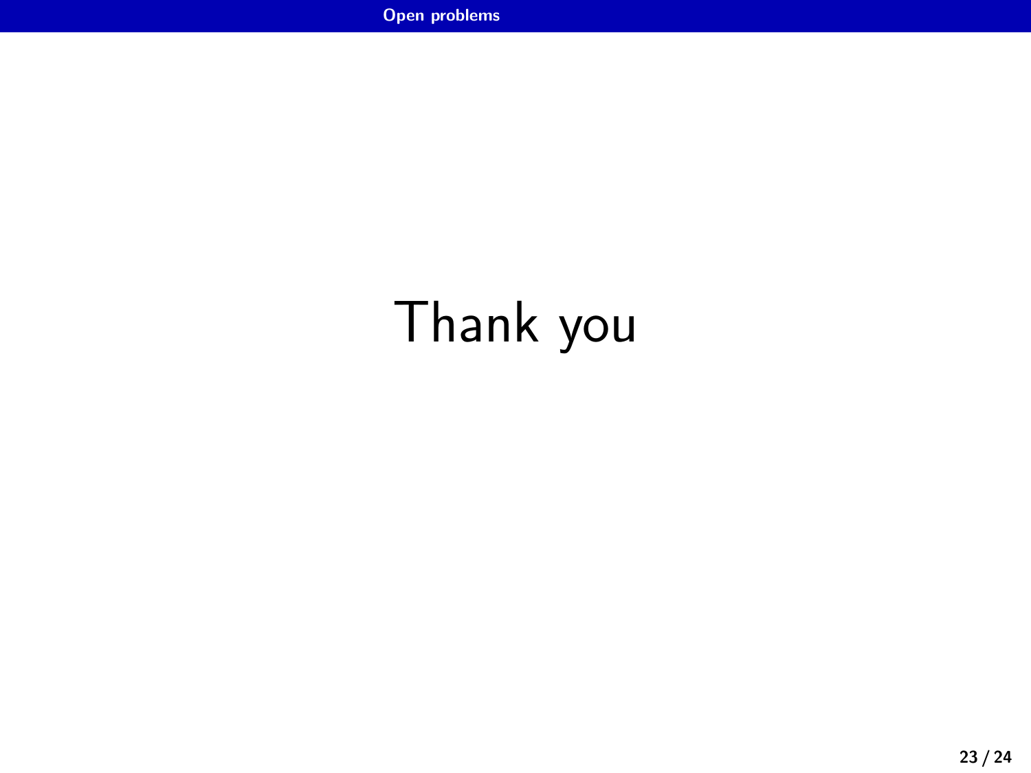Thank you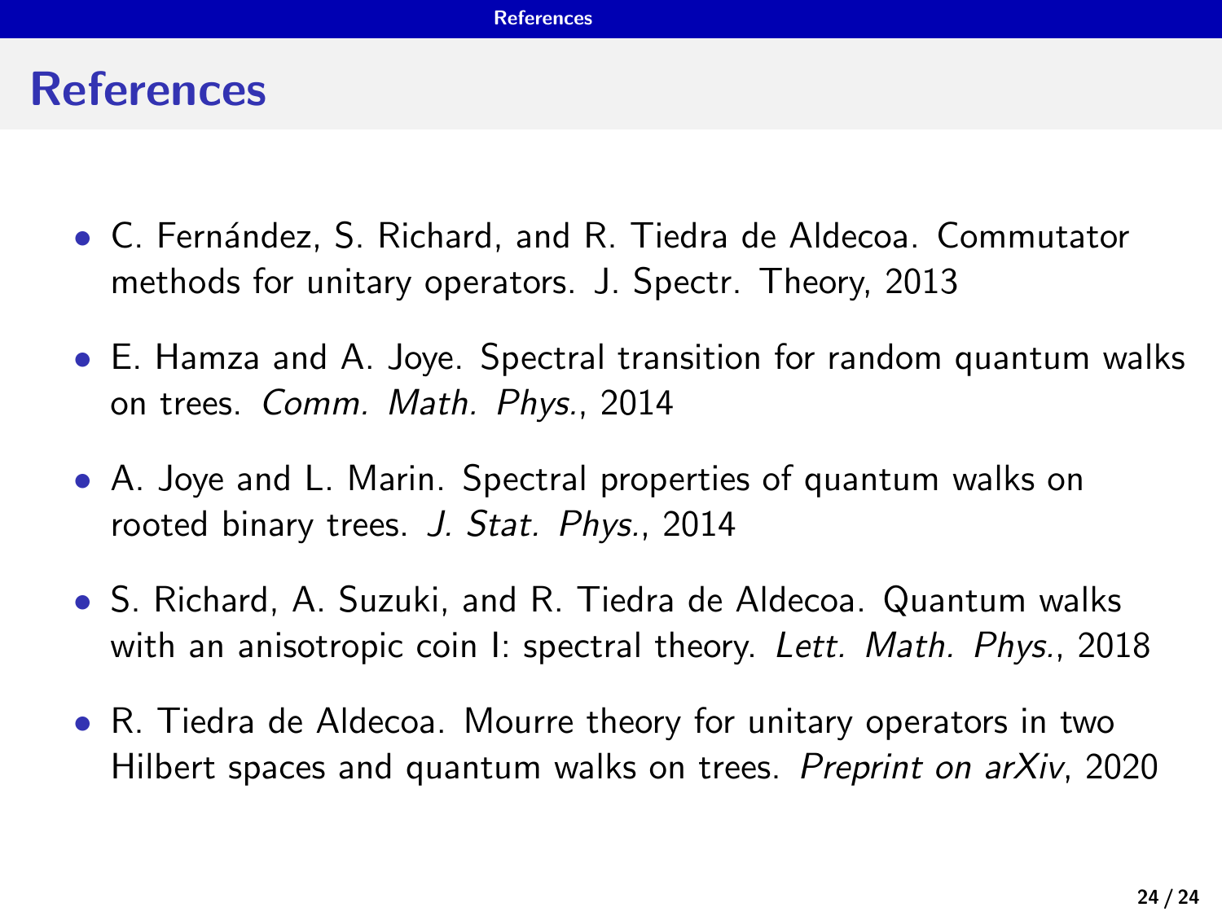# References

- C. Fernández, S. Richard, and R. Tiedra de Aldecoa. Commutator methods for unitary operators. J. Spectr. Theory, 2013
- E. Hamza and A. Joye. Spectral transition for random quantum walks on trees. *Comm. Math. Phys.*, 2014
- A. Joye and L. Marin. Spectral properties of quantum walks on rooted binary trees. *J. Stat. Phys.*, 2014
- S. Richard, A. Suzuki, and R. Tiedra de Aldecoa. Quantum walks with an anisotropic coin I: spectral theory. *Lett. Math. Phys.*, 2018
- R. Tiedra de Aldecoa. Mourre theory for unitary operators in two Hilbert spaces and quantum walks on trees. *Preprint on arXiv*, 2020